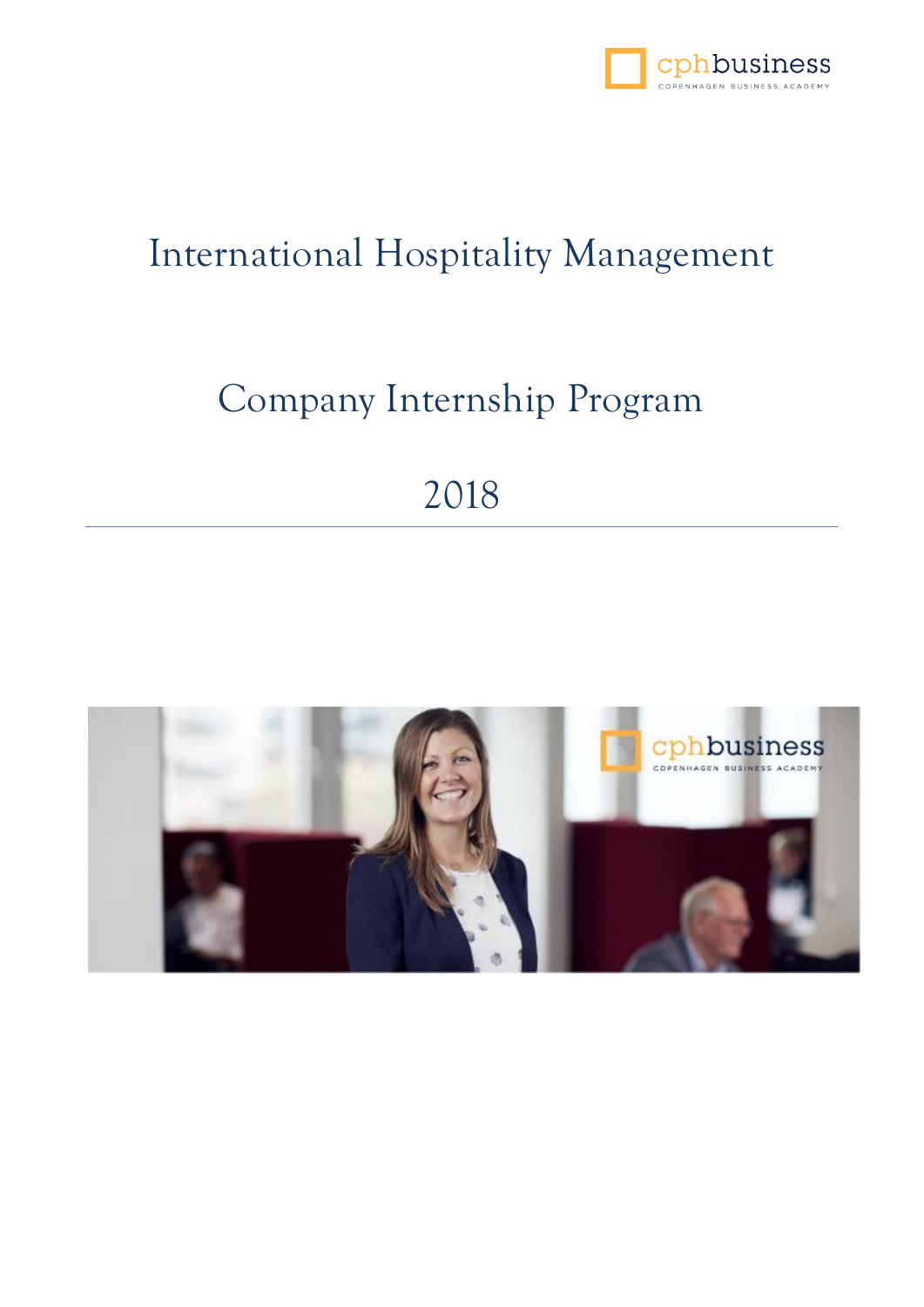# International Hospitality Management

## Company Internship Program

## 2018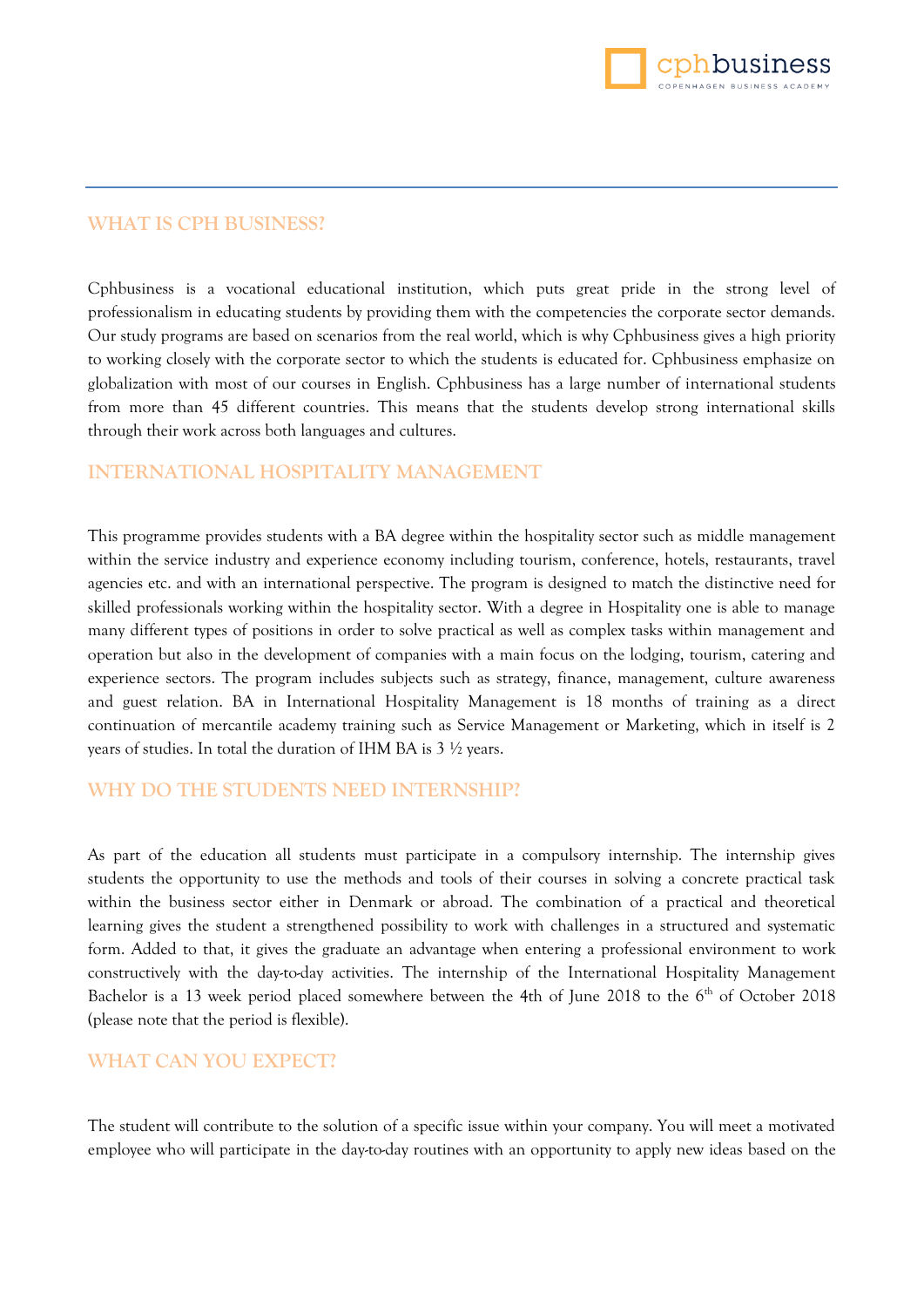## WHAT IS CPH BUSINESS?

Cphbusiness is a vocational educational institution, which puts great pride in the strong level of professionalism in educating students by providing them with the competencies the corporate sector demands. Our study programs are based on scenarios from the real world, which is why Cphbusiness gives a high priority to working closely with the corporate sector to which the students is educated for. Cphbusiness emphasize on globalization with most of our courses in English. Cphbusiness has a large number of international students from more than 45 different countries. This means that the students develop strong international skills through their work across both languages and cultures.

## INTERNATIONAL HOSPITALITY MANAGEMENT

This programme provides students with a BA degree within the hospitality sector such as middle management within the service industry and experience economy including tourism, conference, hotels, restaurants, travel agencies etc. and with an international perspective. The program is designed to match the distinctive need for skilled professionals working within the hospitality sector. With a degree in Hospitality one is able to manage many different types of positions in order to solve practical as well as complex tasks within management and operation but also in the development of companies with a main focus on the lodging, tourism, catering and experience sectors. The program includes subjects such as strategy, finance, management, culture awareness and guest relation. BA in International Hospitality Management is 18 months of training as a direct continuation of mercantile academy training such as Service Management or Marketing, which in itself is 2 years of studies. In total the duration of IHM BA is 3 ½ years.

## WHY DO THE STUDENTS NEED INTERNSHIP?

As part of the education all students must participate in a compulsory internship. The internship gives students the opportunity to use the methods and tools of their courses in solving a concrete practical task within the business sector either in Denmark or abroad. The combination of a practical and theoretical learning gives the student a strengthened possibility to work with challenges in a structured and systematic form. Added to that, it gives the graduate an advantage when entering a professional environment to work constructively with the day-to-day activities. The internship of the International Hospitality Management Bachelor is a 13 week period placed somewhere between the 4th of June 2018 to the 6th of October 2018 (please note that the period is flexible).

## WHAT CAN YOU EXPECT?

The student will contribute to the solution of a specific issue within your company. You will meet a motivated employee who will participate in the day-to-day routines with an opportunity to apply new ideas based on the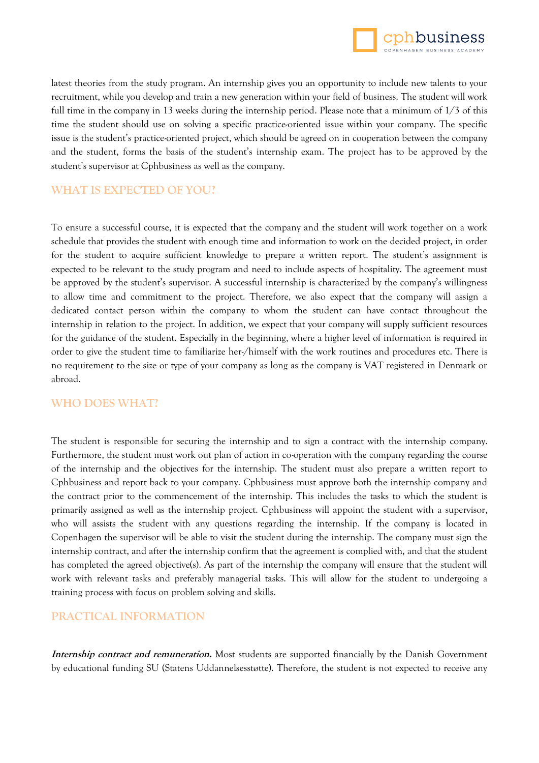latest theories from the study program. An internship gives you an opportunity to include new talents to your recruitment, while you develop and train a new generation within your field of business. The student will work full time in the company in 13 weeks during the internship period. Please note that a minimum of 1/3 of this time the student should use on solving a specific practice-oriented issue within your company. The specific issue is the student's practice-oriented project, which should be agreed on in cooperation between the company and the student, forms the basis of the student's internship exam. The project has to be approved by the student's supervisor at Cphbusiness as well as the company.

## WHAT IS EXPECTED OF YOU?

To ensure a successful course, it is expected that the company and the student will work together on a work schedule that provides the student with enough time and information to work on the decided project, in order for the student to acquire sufficient knowledge to prepare a written report. The student's assignment is expected to be relevant to the study program and need to include aspects of hospitality. The agreement must be approved by the student's supervisor. A successful internship is characterized by the company's willingness to allow time and commitment to the project. Therefore, we also expect that the company will assign a dedicated contact person within the company to whom the student can have contact throughout the internship in relation to the project. In addition, we expect that your company will supply sufficient resources for the guidance of the student. Especially in the beginning, where a higher level of information is required in order to give the student time to familiarize her-/himself with the work routines and procedures etc. There is no requirement to the size or type of your company as long as the company is VAT registered in Denmark or abroad.

## WHO DOES WHAT?

The student is responsible for securing the internship and to sign a contract with the internship company. Furthermore, the student must work out plan of action in co-operation with the company regarding the course of the internship and the objectives for the internship. The student must also prepare a written report to Cphbusiness and report back to your company. Cphbusiness must approve both the internship company and the contract prior to the commencement of the internship. This includes the tasks to which the student is primarily assigned as well as the internship project. Cphbusiness will appoint the student with a supervisor, who will assists the student with any questions regarding the internship. If the company is located in Copenhagen the supervisor will be able to visit the student during the internship. The company must sign the internship contract, and after the internship confirm that the agreement is complied with, and that the student has completed the agreed objective(s). As part of the internship the company will ensure that the student will work with relevant tasks and preferably managerial tasks. This will allow for the student to undergoing a training process with focus on problem solving and skills.

## PRACTICAL INFORMATION

***Internship contract and remuneration.*** Most students are supported financially by the Danish Government by educational funding SU (Statens Uddannelsesstøtte). Therefore, the student is not expected to receive any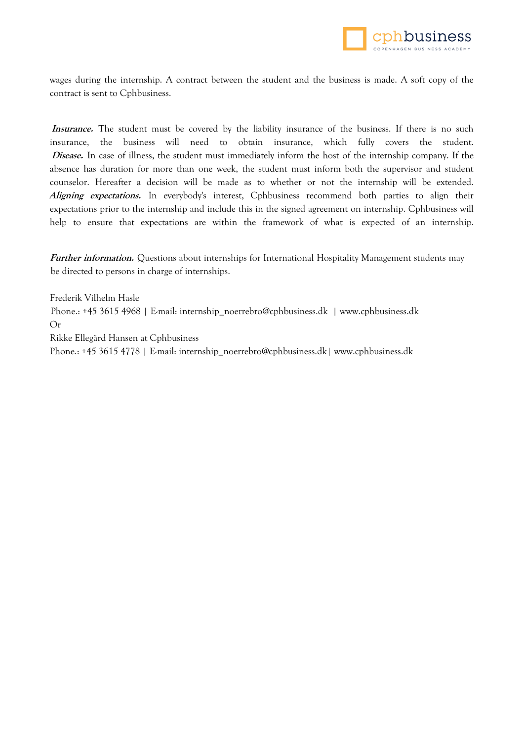wages during the internship. A contract between the student and the business is made. A soft copy of the contract is sent to Cphbusiness.

***Insurance.*** The student must be covered by the liability insurance of the business. If there is no such insurance, the business will need to obtain insurance, which fully covers the student. ***Disease.*** In case of illness, the student must immediately inform the host of the internship company. If the absence has duration for more than one week, the student must inform both the supervisor and student counselor. Hereafter a decision will be made as to whether or not the internship will be extended. ***Aligning expectations.*** In everybody's interest, Cphbusiness recommend both parties to align their expectations prior to the internship and include this in the signed agreement on internship. Cphbusiness will help to ensure that expectations are within the framework of what is expected of an internship.

***Further information.*** Questions about internships for International Hospitality Management students may be directed to persons in charge of internships.

Frederik Vilhelm Hasle
Phone.: +45 3615 4968 | E-mail: internship_noerrebro@cphbusiness.dk | www.cphbusiness.dk
Or
Rikke Ellegård Hansen at Cphbusiness
Phone.: +45 3615 4778 | E-mail: internship_noerrebro@cphbusiness.dk| www.cphbusiness.dk